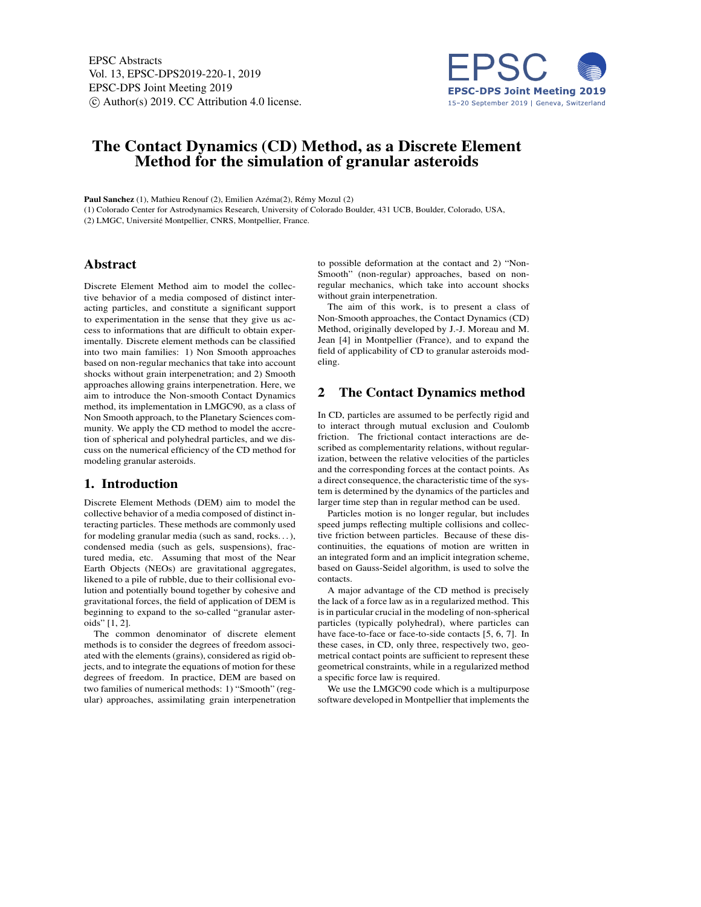# The Contact Dynamics (CD) Method, as a Discrete Element Method for the simulation of granular asteroids

**Paul Sanchez** (1), Mathieu Renouf (2), Emilien Azéma(2), Rémy Mozul (2)

(1) Colorado Center for Astrodynamics Research, University of Colorado Boulder, 431 UCB, Boulder, Colorado, USA,

(2) LMGC, Université Montpellier, CNRS, Montpellier, France.

## Abstract

Discrete Element Method aim to model the collective behavior of a media composed of distinct interacting particles, and constitute a significant support to experimentation in the sense that they give us access to informations that are difficult to obtain experimentally. Discrete element methods can be classified into two main families: 1) Non Smooth approaches based on non-regular mechanics that take into account shocks without grain interpenetration; and 2) Smooth approaches allowing grains interpenetration. Here, we aim to introduce the Non-smooth Contact Dynamics method, its implementation in LMGC90, as a class of Non Smooth approach, to the Planetary Sciences community. We apply the CD method to model the accretion of spherical and polyhedral particles, and we discuss on the numerical efficiency of the CD method for modeling granular asteroids.

## 1. Introduction

Discrete Element Methods (DEM) aim to model the collective behavior of a media composed of distinct interacting particles. These methods are commonly used for modeling granular media (such as sand, rocks...), condensed media (such as gels, suspensions), fractured media, etc. Assuming that most of the Near Earth Objects (NEOs) are gravitational aggregates, likened to a pile of rubble, due to their collisional evolution and potentially bound together by cohesive and gravitational forces, the field of application of DEM is beginning to expand to the so-called "granular asteroids" [1, 2].

The common denominator of discrete element methods is to consider the degrees of freedom associated with the elements (grains), considered as rigid objects, and to integrate the equations of motion for these degrees of freedom. In practice, DEM are based on two families of numerical methods: 1) "Smooth" (regular) approaches, assimilating grain interpenetration to possible deformation at the contact and 2) "Non-Smooth" (non-regular) approaches, based on non-regular mechanics, which take into account shocks without grain interpenetration.

The aim of this work, is to present a class of Non-Smooth approaches, the Contact Dynamics (CD) Method, originally developed by J.-J. Moreau and M. Jean [4] in Montpellier (France), and to expand the field of applicability of CD to granular asteroids modeling.

## 2 The Contact Dynamics method

In CD, particles are assumed to be perfectly rigid and to interact through mutual exclusion and Coulomb friction. The frictional contact interactions are described as complementarity relations, without regularization, between the relative velocities of the particles and the corresponding forces at the contact points. As a direct consequence, the characteristic time of the system is determined by the dynamics of the particles and larger time step than in regular method can be used.

Particles motion is no longer regular, but includes speed jumps reflecting multiple collisions and collective friction between particles. Because of these discontinuities, the equations of motion are written in an integrated form and an implicit integration scheme, based on Gauss-Seidel algorithm, is used to solve the contacts.

A major advantage of the CD method is precisely the lack of a force law as in a regularized method. This is in particular crucial in the modeling of non-spherical particles (typically polyhedral), where particles can have face-to-face or face-to-side contacts [5, 6, 7]. In these cases, in CD, only three, respectively two, geometrical contact points are sufficient to represent these geometrical constraints, while in a regularized method a specific force law is required.

We use the LMGC90 code which is a multipurpose software developed in Montpellier that implements the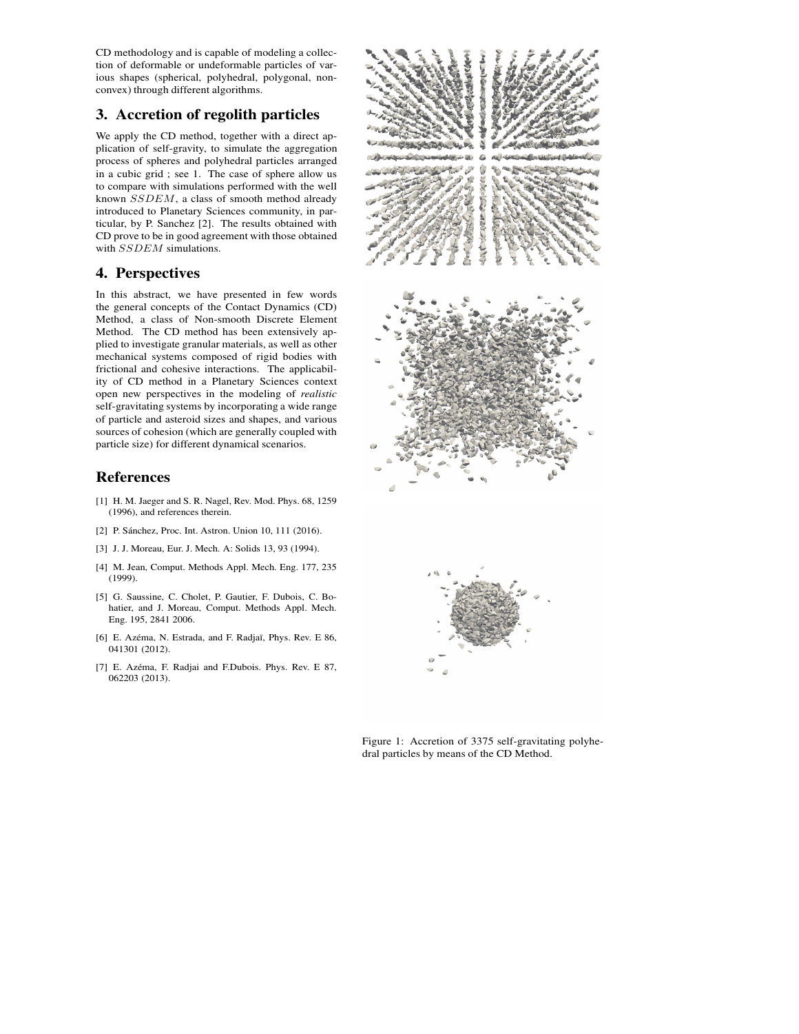CD methodology and is capable of modeling a collection of deformable or undeformable particles of various shapes (spherical, polyhedral, polygonal, nonconvex) through different algorithms.

## 3. Accretion of regolith particles

We apply the CD method, together with a direct application of self-gravity, to simulate the aggregation process of spheres and polyhedral particles arranged in a cubic grid ; see 1. The case of sphere allow us to compare with simulations performed with the well known $SSDEM$, a class of smooth method already introduced to Planetary Sciences community, in particular, by P. Sanchez [2]. The results obtained with CD prove to be in good agreement with those obtained with $SSDEM$ simulations.

## 4. Perspectives

In this abstract, we have presented in few words the general concepts of the Contact Dynamics (CD) Method, a class of Non-smooth Discrete Element Method. The CD method has been extensively applied to investigate granular materials, as well as other mechanical systems composed of rigid bodies with frictional and cohesive interactions. The applicability of CD method in a Planetary Sciences context open new perspectives in the modeling of *realistic* self-gravitating systems by incorporating a wide range of particle and asteroid sizes and shapes, and various sources of cohesion (which are generally coupled with particle size) for different dynamical scenarios.

## References

[1] H. M. Jaeger and S. R. Nagel, Rev. Mod. Phys. 68, 1259 (1996), and references therein.

[2] P. Sánchez, Proc. Int. Astron. Union 10, 111 (2016).

[3] J. J. Moreau, Eur. J. Mech. A: Solids 13, 93 (1994).

[4] M. Jean, Comput. Methods Appl. Mech. Eng. 177, 235 (1999).

[5] G. Saussine, C. Cholet, P. Gautier, F. Dubois, C. Bohatier, and J. Moreau, Comput. Methods Appl. Mech. Eng. 195, 2841 2006.

[6] E. Azéma, N. Estrada, and F. Radjaï, Phys. Rev. E 86, 041301 (2012).

[7] E. Azéma, F. Radjai and F.Dubois. Phys. Rev. E 87, 062203 (2013).

Figure 1: Accretion of 3375 self-gravitating polyhedral particles by means of the CD Method.